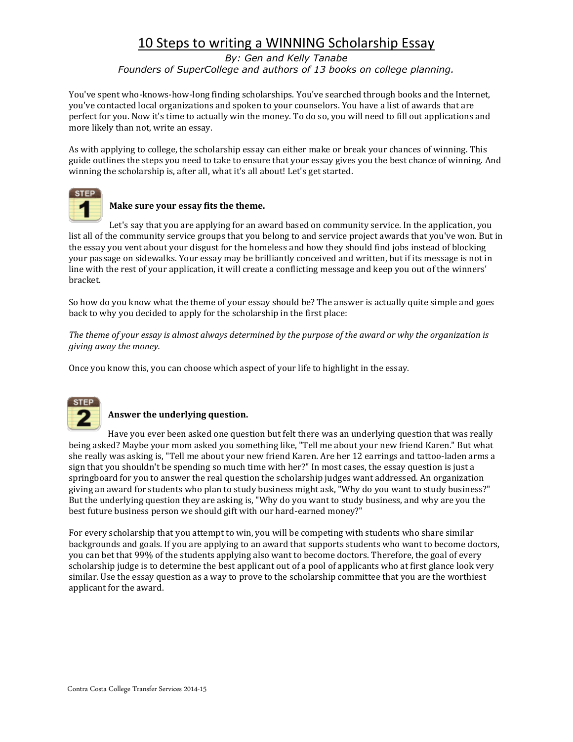# 10 Steps to writing a WINNING Scholarship Essay

*By: Gen and Kelly Tanabe*
*Founders of SuperCollege and authors of 13 books on college planning.*

You've spent who-knows-how-long finding scholarships. You've searched through books and the Internet, you've contacted local organizations and spoken to your counselors. You have a list of awards that are perfect for you. Now it's time to actually win the money. To do so, you will need to fill out applications and more likely than not, write an essay.

As with applying to college, the scholarship essay can either make or break your chances of winning. This guide outlines the steps you need to take to ensure that your essay gives you the best chance of winning. And winning the scholarship is, after all, what it's all about! Let's get started.

## STEP 1: Make sure your essay fits the theme.

Let's say that you are applying for an award based on community service. In the application, you list all of the community service groups that you belong to and service project awards that you've won. But in the essay you vent about your disgust for the homeless and how they should find jobs instead of blocking your passage on sidewalks. Your essay may be brilliantly conceived and written, but if its message is not in line with the rest of your application, it will create a conflicting message and keep you out of the winners' bracket.

So how do you know what the theme of your essay should be? The answer is actually quite simple and goes back to why you decided to apply for the scholarship in the first place:

*The theme of your essay is almost always determined by the purpose of the award or why the organization is giving away the money.*

Once you know this, you can choose which aspect of your life to highlight in the essay.

## STEP 2: Answer the underlying question.

Have you ever been asked one question but felt there was an underlying question that was really being asked? Maybe your mom asked you something like, "Tell me about your new friend Karen." But what she really was asking is, "Tell me about your new friend Karen. Are her 12 earrings and tattoo-laden arms a sign that you shouldn't be spending so much time with her?" In most cases, the essay question is just a springboard for you to answer the real question the scholarship judges want addressed. An organization giving an award for students who plan to study business might ask, "Why do you want to study business?" But the underlying question they are asking is, "Why do you want to study business, and why are you the best future business person we should gift with our hard-earned money?"

For every scholarship that you attempt to win, you will be competing with students who share similar backgrounds and goals. If you are applying to an award that supports students who want to become doctors, you can bet that 99% of the students applying also want to become doctors. Therefore, the goal of every scholarship judge is to determine the best applicant out of a pool of applicants who at first glance look very similar. Use the essay question as a way to prove to the scholarship committee that you are the worthiest applicant for the award.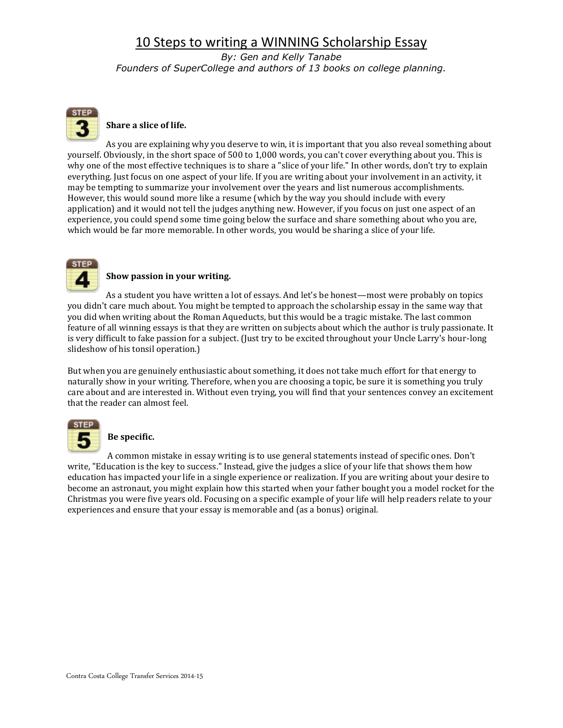# 10 Steps to writing a WINNING Scholarship Essay

*By: Gen and Kelly Tanabe*
*Founders of SuperCollege and authors of 13 books on college planning.*

## STEP 3 — Share a slice of life.

As you are explaining why you deserve to win, it is important that you also reveal something about yourself. Obviously, in the short space of 500 to 1,000 words, you can't cover everything about you. This is why one of the most effective techniques is to share a "slice of your life." In other words, don't try to explain everything. Just focus on one aspect of your life. If you are writing about your involvement in an activity, it may be tempting to summarize your involvement over the years and list numerous accomplishments. However, this would sound more like a resume (which by the way you should include with every application) and it would not tell the judges anything new. However, if you focus on just one aspect of an experience, you could spend some time going below the surface and share something about who you are, which would be far more memorable. In other words, you would be sharing a slice of your life.

## STEP 4 — Show passion in your writing.

As a student you have written a lot of essays. And let's be honest—most were probably on topics you didn't care much about. You might be tempted to approach the scholarship essay in the same way that you did when writing about the Roman Aqueducts, but this would be a tragic mistake. The last common feature of all winning essays is that they are written on subjects about which the author is truly passionate. It is very difficult to fake passion for a subject. (Just try to be excited throughout your Uncle Larry's hour-long slideshow of his tonsil operation.)

But when you are genuinely enthusiastic about something, it does not take much effort for that energy to naturally show in your writing. Therefore, when you are choosing a topic, be sure it is something you truly care about and are interested in. Without even trying, you will find that your sentences convey an excitement that the reader can almost feel.

## STEP 5 — Be specific.

A common mistake in essay writing is to use general statements instead of specific ones. Don't write, "Education is the key to success." Instead, give the judges a slice of your life that shows them how education has impacted your life in a single experience or realization. If you are writing about your desire to become an astronaut, you might explain how this started when your father bought you a model rocket for the Christmas you were five years old. Focusing on a specific example of your life will help readers relate to your experiences and ensure that your essay is memorable and (as a bonus) original.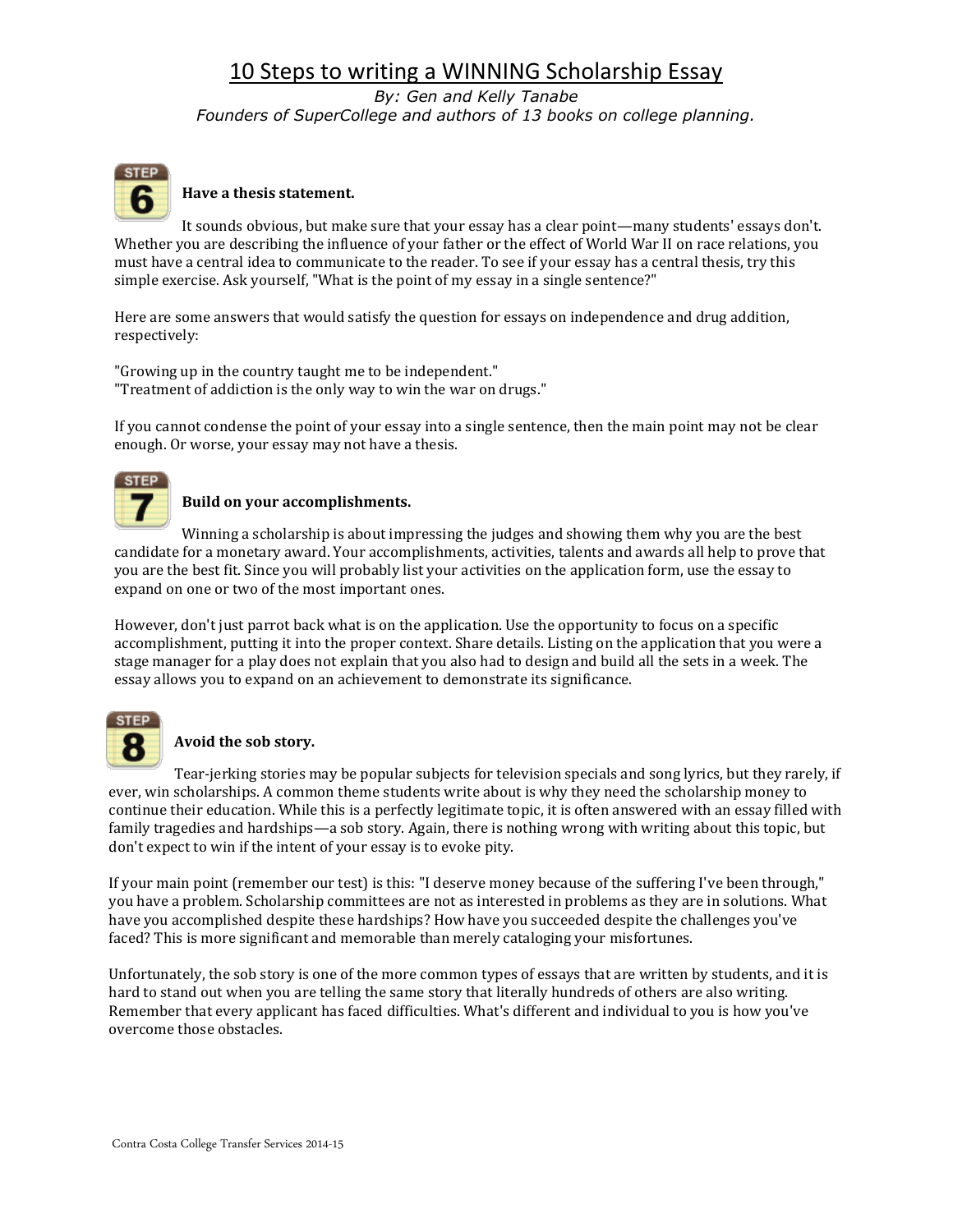# 10 Steps to writing a WINNING Scholarship Essay

*By: Gen and Kelly Tanabe*
*Founders of SuperCollege and authors of 13 books on college planning.*

## STEP 6 — Have a thesis statement.

It sounds obvious, but make sure that your essay has a clear point—many students' essays don't. Whether you are describing the influence of your father or the effect of World War II on race relations, you must have a central idea to communicate to the reader. To see if your essay has a central thesis, try this simple exercise. Ask yourself, "What is the point of my essay in a single sentence?"

Here are some answers that would satisfy the question for essays on independence and drug addition, respectively:

"Growing up in the country taught me to be independent."
"Treatment of addiction is the only way to win the war on drugs."

If you cannot condense the point of your essay into a single sentence, then the main point may not be clear enough. Or worse, your essay may not have a thesis.

## STEP 7 — Build on your accomplishments.

Winning a scholarship is about impressing the judges and showing them why you are the best candidate for a monetary award. Your accomplishments, activities, talents and awards all help to prove that you are the best fit. Since you will probably list your activities on the application form, use the essay to expand on one or two of the most important ones.

However, don't just parrot back what is on the application. Use the opportunity to focus on a specific accomplishment, putting it into the proper context. Share details. Listing on the application that you were a stage manager for a play does not explain that you also had to design and build all the sets in a week. The essay allows you to expand on an achievement to demonstrate its significance.

## STEP 8 — Avoid the sob story.

Tear-jerking stories may be popular subjects for television specials and song lyrics, but they rarely, if ever, win scholarships. A common theme students write about is why they need the scholarship money to continue their education. While this is a perfectly legitimate topic, it is often answered with an essay filled with family tragedies and hardships—a sob story. Again, there is nothing wrong with writing about this topic, but don't expect to win if the intent of your essay is to evoke pity.

If your main point (remember our test) is this: "I deserve money because of the suffering I've been through," you have a problem. Scholarship committees are not as interested in problems as they are in solutions. What have you accomplished despite these hardships? How have you succeeded despite the challenges you've faced? This is more significant and memorable than merely cataloging your misfortunes.

Unfortunately, the sob story is one of the more common types of essays that are written by students, and it is hard to stand out when you are telling the same story that literally hundreds of others are also writing. Remember that every applicant has faced difficulties. What's different and individual to you is how you've overcome those obstacles.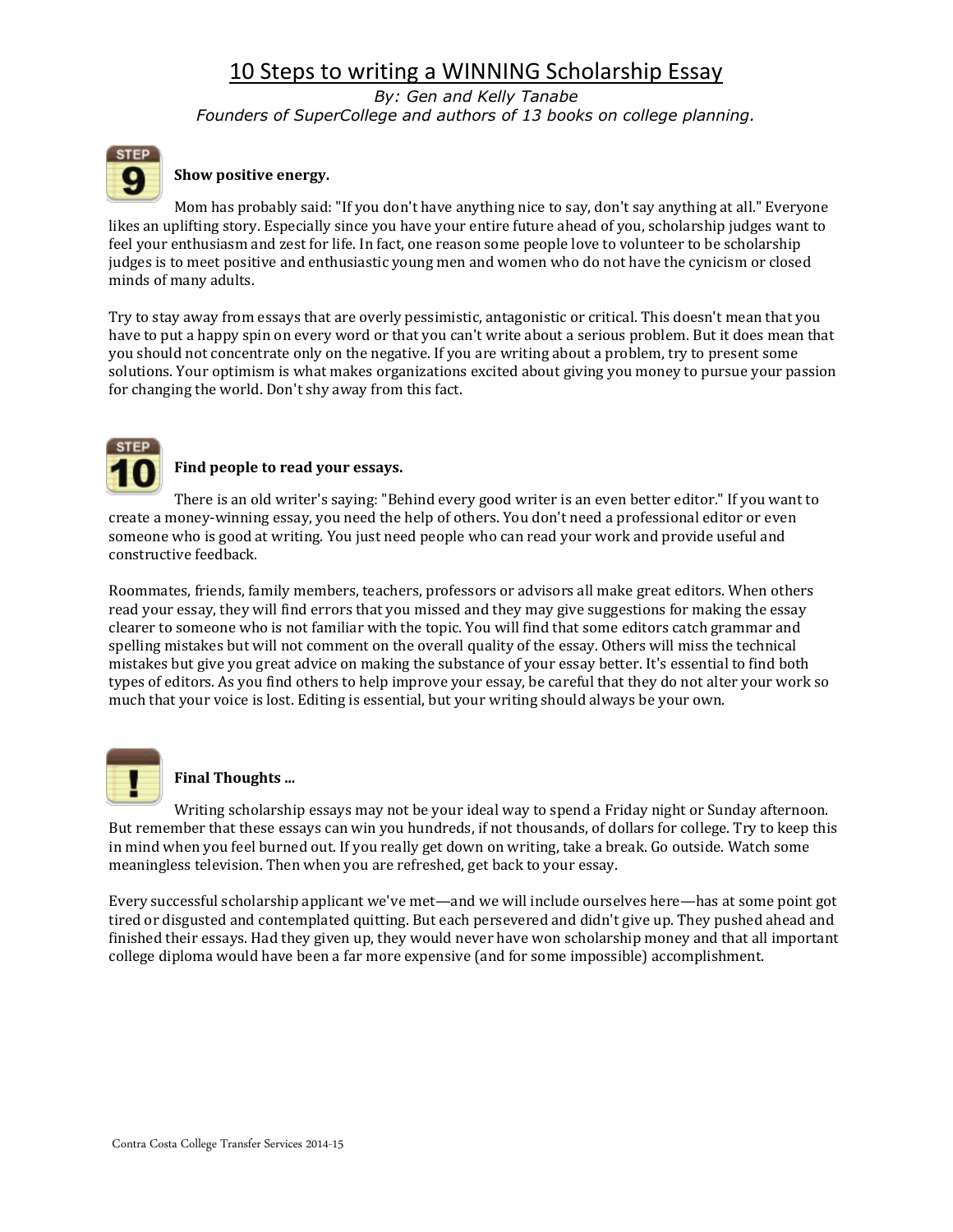# 10 Steps to writing a WINNING Scholarship Essay

*By: Gen and Kelly Tanabe*
*Founders of SuperCollege and authors of 13 books on college planning.*

## STEP 9

**Show positive energy.**

Mom has probably said: "If you don't have anything nice to say, don't say anything at all." Everyone likes an uplifting story. Especially since you have your entire future ahead of you, scholarship judges want to feel your enthusiasm and zest for life. In fact, one reason some people love to volunteer to be scholarship judges is to meet positive and enthusiastic young men and women who do not have the cynicism or closed minds of many adults.

Try to stay away from essays that are overly pessimistic, antagonistic or critical. This doesn't mean that you have to put a happy spin on every word or that you can't write about a serious problem. But it does mean that you should not concentrate only on the negative. If you are writing about a problem, try to present some solutions. Your optimism is what makes organizations excited about giving you money to pursue your passion for changing the world. Don't shy away from this fact.

## STEP 10

**Find people to read your essays.**

There is an old writer's saying: "Behind every good writer is an even better editor." If you want to create a money-winning essay, you need the help of others. You don't need a professional editor or even someone who is good at writing. You just need people who can read your work and provide useful and constructive feedback.

Roommates, friends, family members, teachers, professors or advisors all make great editors. When others read your essay, they will find errors that you missed and they may give suggestions for making the essay clearer to someone who is not familiar with the topic. You will find that some editors catch grammar and spelling mistakes but will not comment on the overall quality of the essay. Others will miss the technical mistakes but give you great advice on making the substance of your essay better. It's essential to find both types of editors. As you find others to help improve your essay, be careful that they do not alter your work so much that your voice is lost. Editing is essential, but your writing should always be your own.

## !

**Final Thoughts ...**

Writing scholarship essays may not be your ideal way to spend a Friday night or Sunday afternoon. But remember that these essays can win you hundreds, if not thousands, of dollars for college. Try to keep this in mind when you feel burned out. If you really get down on writing, take a break. Go outside. Watch some meaningless television. Then when you are refreshed, get back to your essay.

Every successful scholarship applicant we've met—and we will include ourselves here—has at some point got tired or disgusted and contemplated quitting. But each persevered and didn't give up. They pushed ahead and finished their essays. Had they given up, they would never have won scholarship money and that all important college diploma would have been a far more expensive (and for some impossible) accomplishment.